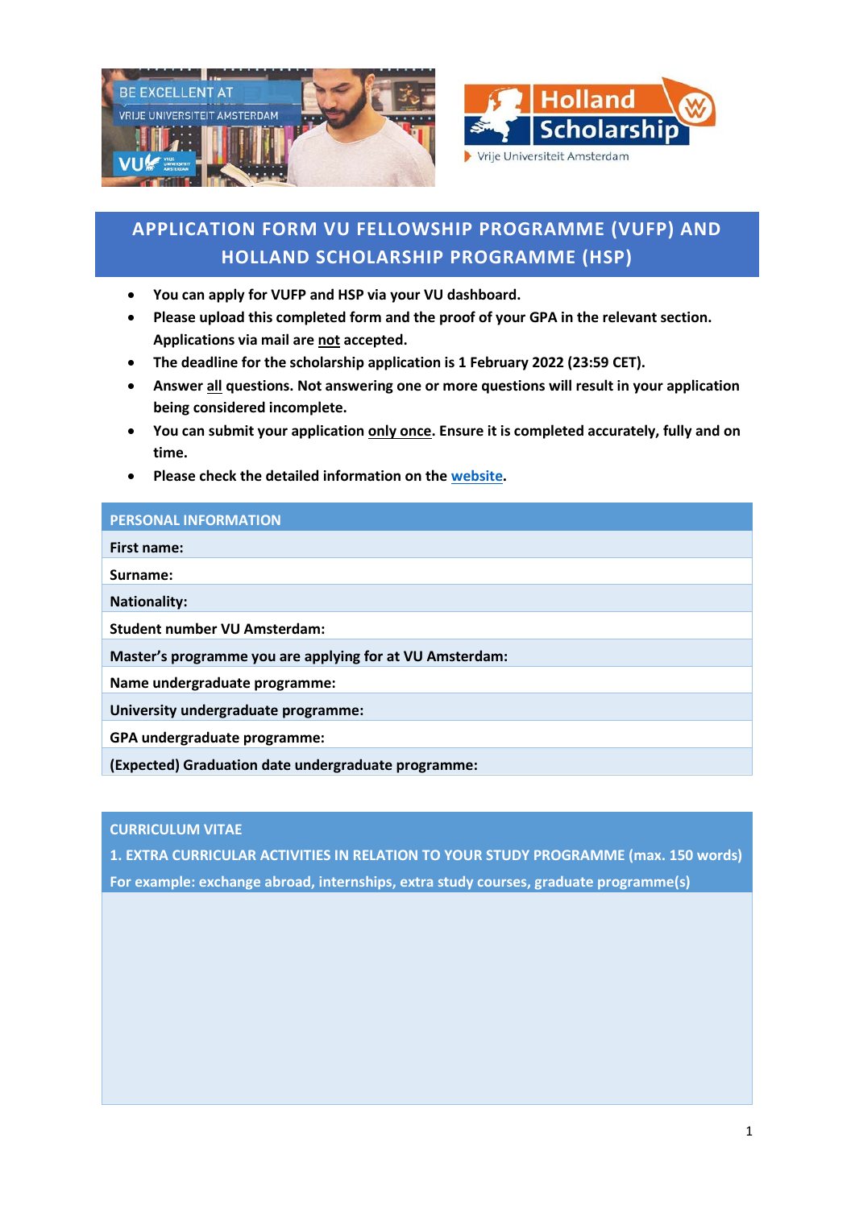# APPLICATION FORM VU FELLOWSHIP PROGRAMME (VUFP) AND HOLLAND SCHOLARSHIP PROGRAMME (HSP)

- **You can apply for VUFP and HSP via your VU dashboard.**
- **Please upload this completed form and the proof of your GPA in the relevant section. Applications via mail are not accepted.**
- **The deadline for the scholarship application is 1 February 2022 (23:59 CET).**
- **Answer all questions. Not answering one or more questions will result in your application being considered incomplete.**
- **You can submit your application only once. Ensure it is completed accurately, fully and on time.**
- **Please check the detailed information on the website.**

| PERSONAL INFORMATION |
|---|
| **First name:** |
| **Surname:** |
| **Nationality:** |
| **Student number VU Amsterdam:** |
| **Master's programme you are applying for at VU Amsterdam:** |
| **Name undergraduate programme:** |
| **University undergraduate programme:** |
| **GPA undergraduate programme:** |
| **(Expected) Graduation date undergraduate programme:** |

| CURRICULUM VITAE<br>1. EXTRA CURRICULAR ACTIVITIES IN RELATION TO YOUR STUDY PROGRAMME (max. 150 words)<br>For example: exchange abroad, internships, extra study courses, graduate programme(s) |
|---|
| |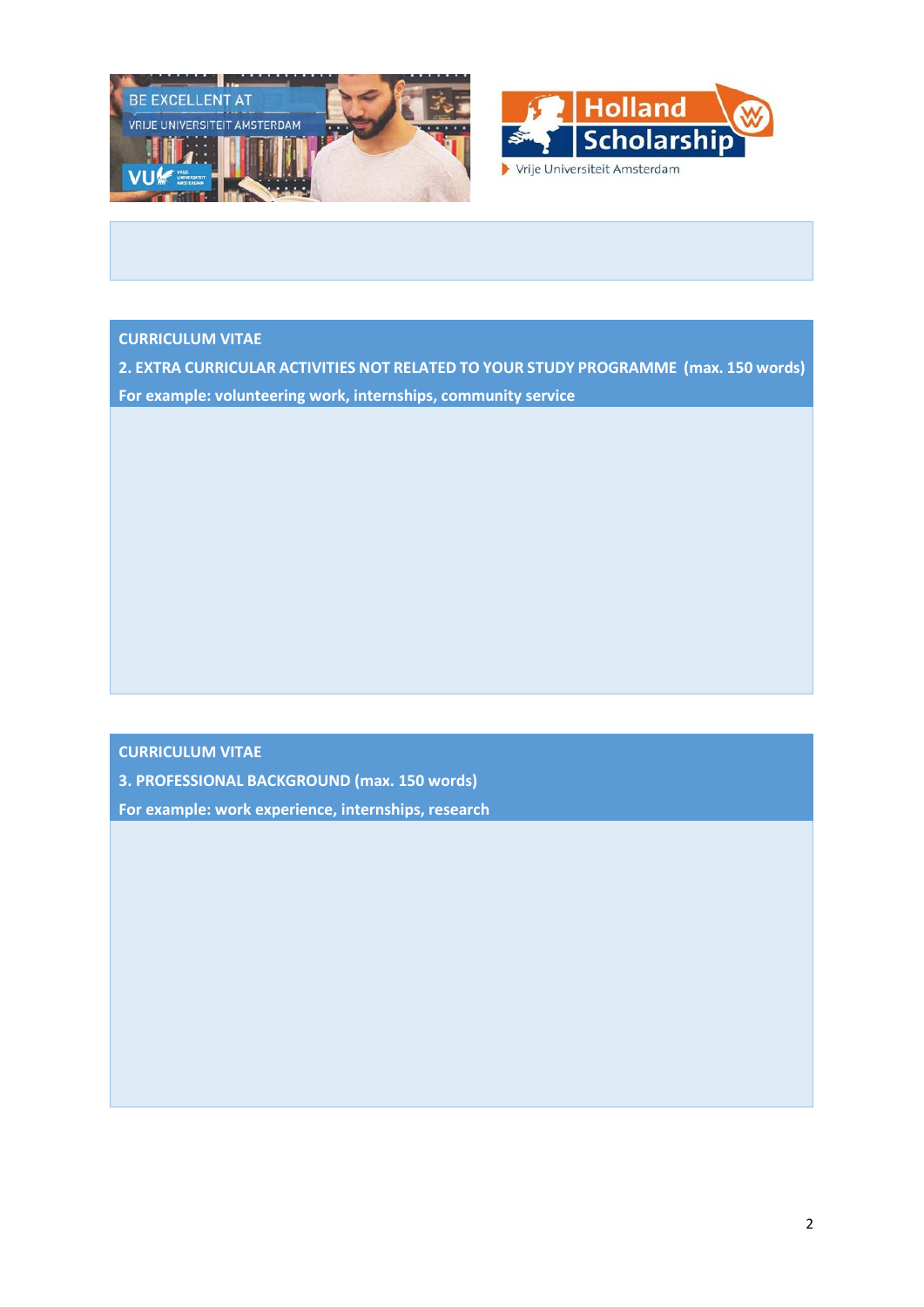## CURRICULUM VITAE

**2. EXTRA CURRICULAR ACTIVITIES NOT RELATED TO YOUR STUDY PROGRAMME (max. 150 words)**

**For example: volunteering work, internships, community service**

## CURRICULUM VITAE

**3. PROFESSIONAL BACKGROUND (max. 150 words)**

**For example: work experience, internships, research**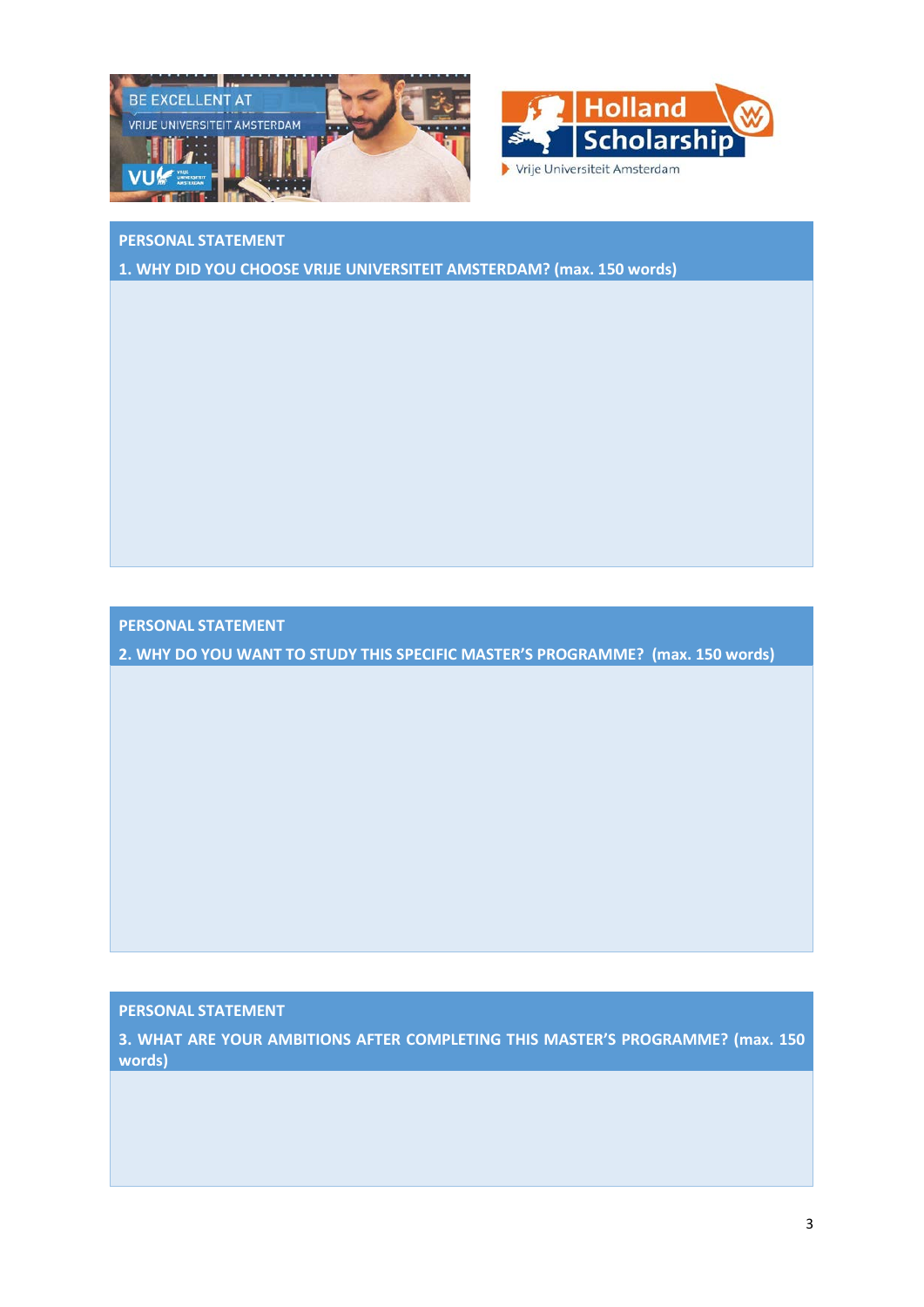## PERSONAL STATEMENT

### 1. WHY DID YOU CHOOSE VRIJE UNIVERSITEIT AMSTERDAM? (max. 150 words)

## PERSONAL STATEMENT

### 2. WHY DO YOU WANT TO STUDY THIS SPECIFIC MASTER'S PROGRAMME? (max. 150 words)

## PERSONAL STATEMENT

### 3. WHAT ARE YOUR AMBITIONS AFTER COMPLETING THIS MASTER'S PROGRAMME? (max. 150 words)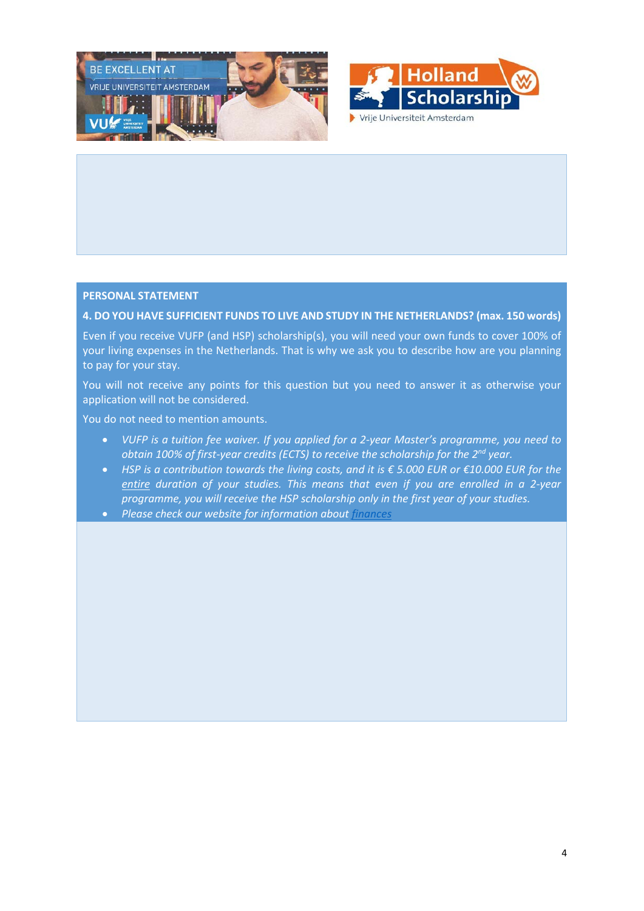## PERSONAL STATEMENT

**4. DO YOU HAVE SUFFICIENT FUNDS TO LIVE AND STUDY IN THE NETHERLANDS? (max. 150 words)**

Even if you receive VUFP (and HSP) scholarship(s), you will need your own funds to cover 100% of your living expenses in the Netherlands. That is why we ask you to describe how are you planning to pay for your stay.

You will not receive any points for this question but you need to answer it as otherwise your application will not be considered.

You do not need to mention amounts.

- *VUFP is a tuition fee waiver. If you applied for a 2-year Master's programme, you need to obtain 100% of first-year credits (ECTS) to receive the scholarship for the 2nd year.*
- *HSP is a contribution towards the living costs, and it is € 5.000 EUR or €10.000 EUR for the entire duration of your studies. This means that even if you are enrolled in a 2-year programme, you will receive the HSP scholarship only in the first year of your studies.*
- *Please check our website for information about finances*